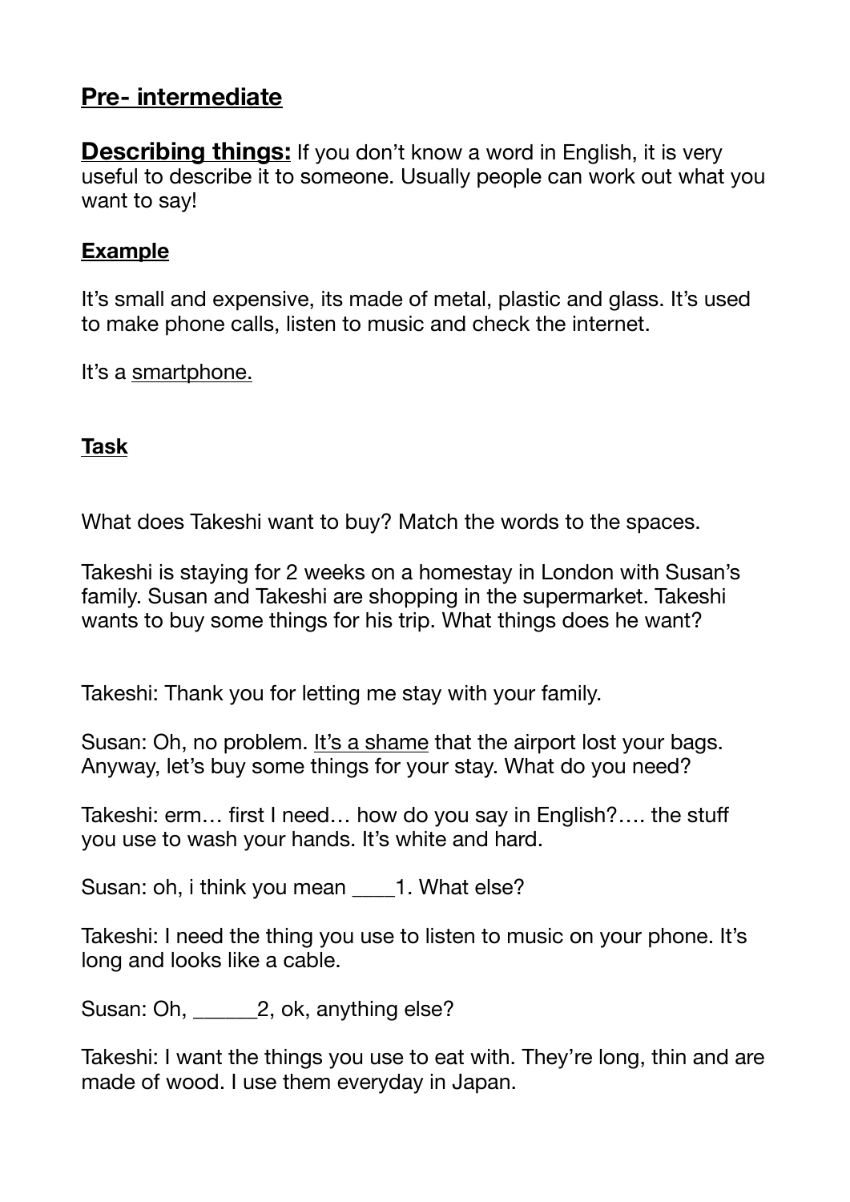## Pre- intermediate

**Describing things:** If you don't know a word in English, it is very useful to describe it to someone. Usually people can work out what you want to say!

### Example

It's small and expensive, its made of metal, plastic and glass. It's used to make phone calls, listen to music and check the internet.

It's a <u>smartphone.</u>

### Task

What does Takeshi want to buy? Match the words to the spaces.

Takeshi is staying for 2 weeks on a homestay in London with Susan's family. Susan and Takeshi are shopping in the supermarket. Takeshi wants to buy some things for his trip. What things does he want?

Takeshi: Thank you for letting me stay with your family.

Susan: Oh, no problem. <u>It's a shame</u> that the airport lost your bags. Anyway, let's buy some things for your stay. What do you need?

Takeshi: erm… first I need… how do you say in English?…. the stuff you use to wash your hands. It's white and hard.

Susan: oh, i think you mean ____1. What else?

Takeshi: I need the thing you use to listen to music on your phone. It's long and looks like a cable.

Susan: Oh, ______2, ok, anything else?

Takeshi: I want the things you use to eat with. They're long, thin and are made of wood. I use them everyday in Japan.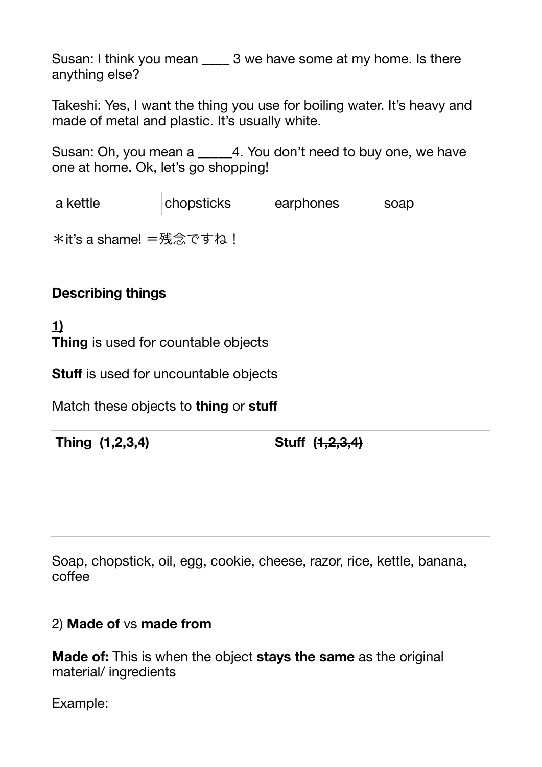Susan: I think you mean ____ 3 we have some at my home. Is there anything else?

Takeshi: Yes, I want the thing you use for boiling water. It's heavy and made of metal and plastic. It's usually white.

Susan: Oh, you mean a _____4. You don't need to buy one, we have one at home. Ok, let's go shopping!

| a kettle | chopsticks | earphones | soap |
|---|---|---|---|

＊it's a shame! ＝残念ですね！

## Describing things

**1)**

**Thing** is used for countable objects

**Stuff** is used for uncountable objects

Match these objects to **thing** or **stuff**

| **Thing (1,2,3,4)** | **Stuff** ~~**(1,2,3,4)**~~ |
|---|---|
| | |
| | |
| | |
| | |

Soap, chopstick, oil, egg, cookie, cheese, razor, rice, kettle, banana, coffee

2) **Made of** vs **made from**

**Made of:** This is when the object **stays the same** as the original material/ ingredients

Example: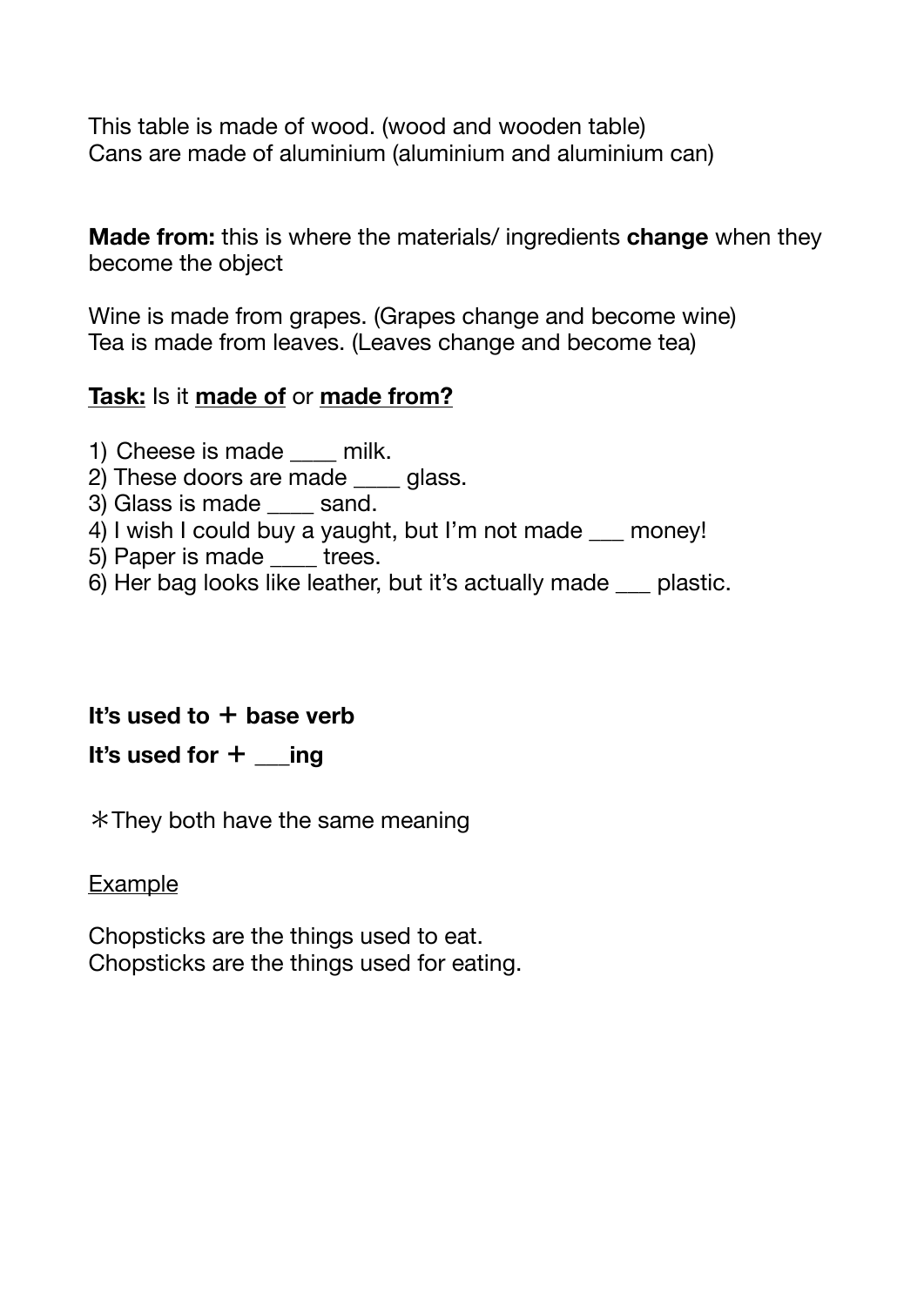This table is made of wood. (wood and wooden table)
Cans are made of aluminium (aluminium and aluminium can)

**Made from:** this is where the materials/ ingredients **change** when they become the object

Wine is made from grapes. (Grapes change and become wine)
Tea is made from leaves. (Leaves change and become tea)

**<u>Task:</u>** Is it **<u>made of</u>** or **<u>made from?</u>**

1) Cheese is made ____ milk.
2) These doors are made ____ glass.
3) Glass is made ____ sand.
4) I wish I could buy a yaught, but I'm not made ___ money!
5) Paper is made ____ trees.
6) Her bag looks like leather, but it's actually made ___ plastic.

**It's used to ＋ base verb**

**It's used for ＋ ___ing**

＊They both have the same meaning

<u>Example</u>

Chopsticks are the things used to eat.
Chopsticks are the things used for eating.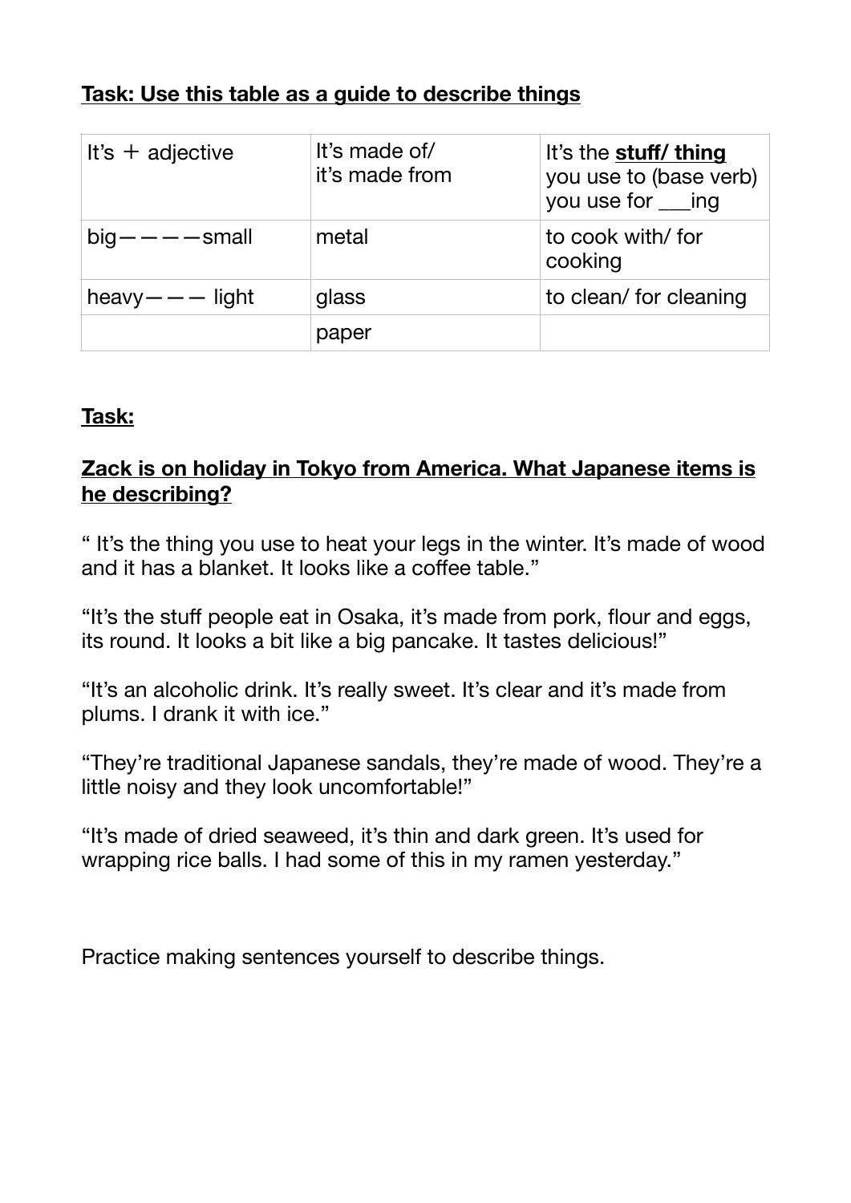**Task: Use this table as a guide to describe things**

| It's + adjective | It's made of/ it's made from | It's the **stuff/ thing** you use to (base verb) you use for ___ing |
|---|---|---|
| big———small | metal | to cook with/ for cooking |
| heavy——— light | glass | to clean/ for cleaning |
| | paper | |

**Task:**

**Zack is on holiday in Tokyo from America. What Japanese items is he describing?**

" It's the thing you use to heat your legs in the winter. It's made of wood and it has a blanket. It looks like a coffee table."

"It's the stuff people eat in Osaka, it's made from pork, flour and eggs, its round. It looks a bit like a big pancake. It tastes delicious!"

"It's an alcoholic drink. It's really sweet. It's clear and it's made from plums. I drank it with ice."

"They're traditional Japanese sandals, they're made of wood. They're a little noisy and they look uncomfortable!"

"It's made of dried seaweed, it's thin and dark green. It's used for wrapping rice balls. I had some of this in my ramen yesterday."

Practice making sentences yourself to describe things.